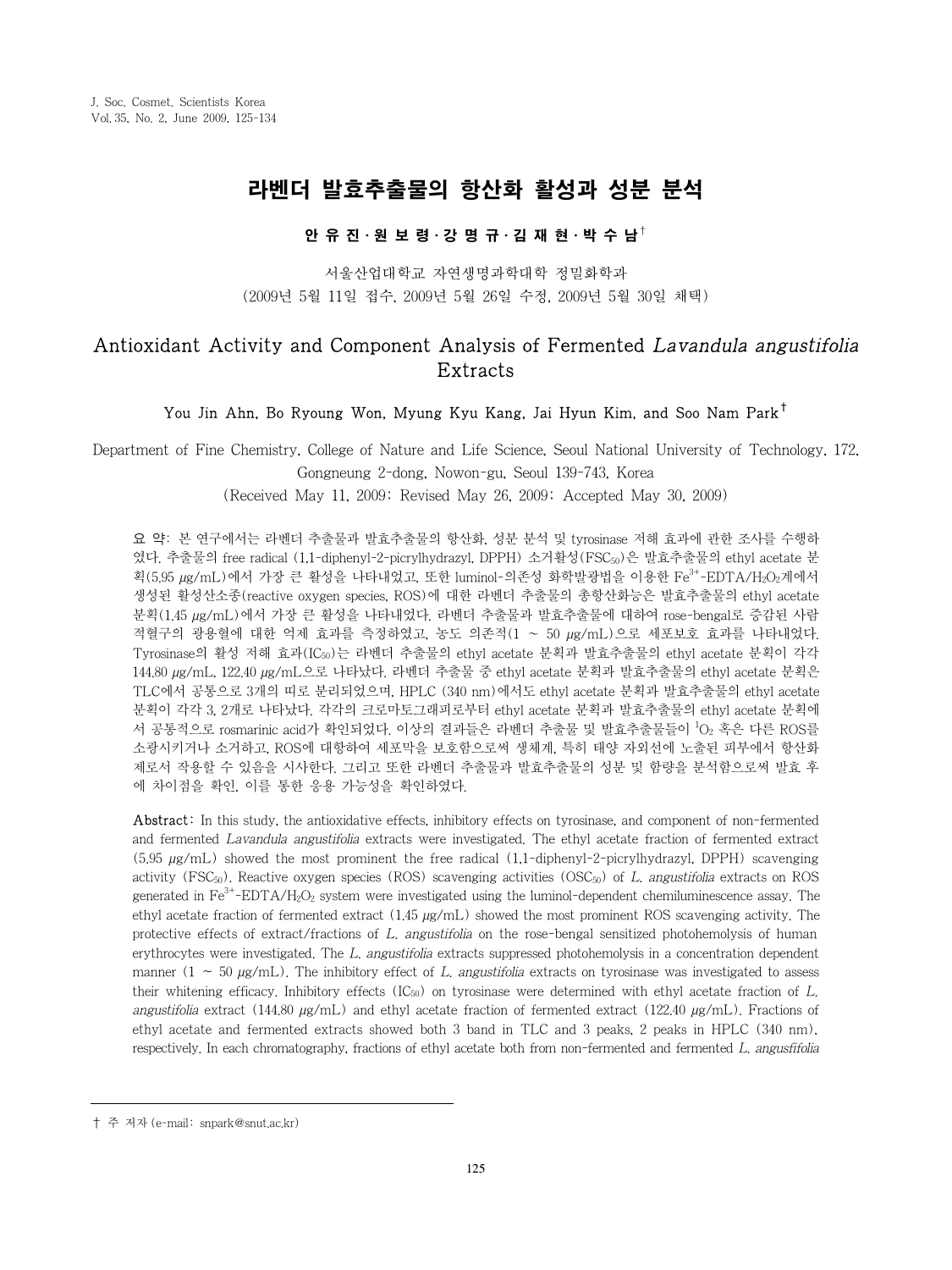# 라벤더 발효추출물의 항산화 활성과 성분 분석

**안 유 진 · 원 보 령 · 강 명 규 · 김 재 현 · 박 수 남†**

서울산업대학교 자연생명과학대학 정밀화학과
(2009년 5월 11일 접수, 2009년 5월 26일 수정, 2009년 5월 30일 채택)

# Antioxidant Activity and Component Analysis of Fermented *Lavandula angustifolia* Extracts

**You Jin Ahn, Bo Ryoung Won, Myung Kyu Kang, Jai Hyun Kim, and Soo Nam Park†**

Department of Fine Chemistry, College of Nature and Life Science, Seoul National University of Technology, 172, Gongneung 2-dong, Nowon-gu, Seoul 139-743, Korea
(Received May 11, 2009; Revised May 26, 2009; Accepted May 30, 2009)

**요 약**: 본 연구에서는 라벤더 추출물과 발효추출물의 항산화, 성분 분석 및 tyrosinase 저해 효과에 관한 조사를 수행하였다. 추출물의 free radical (1,1-diphenyl-2-picrylhydrazyl, DPPH) 소거활성($FSC_{50}$)은 발효추출물의 ethyl acetate 분획(5.95 μg/mL)에서 가장 큰 활성을 나타내었고, 또한 luminol-의존성 화학발광법을 이용한 $Fe^{3+}$-EDTA/$H_2O_2$계에서 생성된 활성산소종(reactive oxygen species, ROS)에 대한 라벤더 추출물의 총항산화능은 발효추출물의 ethyl acetate 분획(1.45 μg/mL)에서 가장 큰 활성을 나타내었다. 라벤더 추출물과 발효추출물에 대하여 rose-bengal로 증감된 사람 적혈구의 광용혈에 대한 억제 효과를 측정하였고, 농도 의존적(1 ~ 50 μg/mL)으로 세포보호 효과를 나타내었다. Tyrosinase의 활성 저해 효과($IC_{50}$)는 라벤더 추출물의 ethyl acetate 분획과 발효추출물의 ethyl acetate 분획이 각각 144.80 μg/mL, 122.40 μg/mL으로 나타났다. 라벤더 추출물 중 ethyl acetate 분획과 발효추출물의 ethyl acetate 분획은 TLC에서 공통으로 3개의 띠로 분리되었으며, HPLC (340 nm)에서도 ethyl acetate 분획과 발효추출물의 ethyl acetate 분획이 각각 3, 2개로 나타났다. 각각의 크로마토그래피로부터 ethyl acetate 분획과 발효추출물의 ethyl acetate 분획에서 공통적으로 rosmarinic acid가 확인되었다. 이상의 결과들은 라벤더 추출물 및 발효추출물들이 $^1O_2$ 혹은 다른 ROS를 소광시키거나 소거하고, ROS에 대항하여 세포막을 보호함으로써 생체계, 특히 태양 자외선에 노출된 피부에서 항산화제로서 작용할 수 있음을 시사한다. 그리고 또한 라벤더 추출물과 발효추출물의 성분 및 함량을 분석함으로써 발효 후에 차이점을 확인, 이를 통한 응용 가능성을 확인하였다.

**Abstract**: In this study, the antioxidative effects, inhibitory effects on tyrosinase, and component of non-fermented and fermented *Lavandula angustifolia* extracts were investigated. The ethyl acetate fraction of fermented extract (5.95 μg/mL) showed the most prominent the free radical (1,1-diphenyl-2-picrylhydrazyl, DPPH) scavenging activity ($FSC_{50}$). Reactive oxygen species (ROS) scavenging activities ($OSC_{50}$) of *L. angustifolia* extracts on ROS generated in $Fe^{3+}$-EDTA/$H_2O_2$ system were investigated using the luminol-dependent chemiluminescence assay. The ethyl acetate fraction of fermented extract (1.45 μg/mL) showed the most prominent ROS scavenging activity. The protective effects of extract/fractions of *L. angustifolia* on the rose-bengal sensitized photohemolysis of human erythrocytes were investigated. The *L. angustifolia* extracts suppressed photohemolysis in a concentration dependent manner (1 ~ 50 μg/mL). The inhibitory effect of *L. angustifolia* extracts on tyrosinase was investigated to assess their whitening efficacy. Inhibitory effects ($IC_{50}$) on tyrosinase were determined with ethyl acetate fraction of *L. angustifolia* extract (144.80 μg/mL) and ethyl acetate fraction of fermented extract (122.40 μg/mL). Fractions of ethyl acetate and fermented extracts showed both 3 band in TLC and 3 peaks, 2 peaks in HPLC (340 nm), respectively. In each chromatography, fractions of ethyl acetate both from non-fermented and fermented *L. angusfifolia*

† 주 저자 (e-mail: snpark@snut.ac.kr)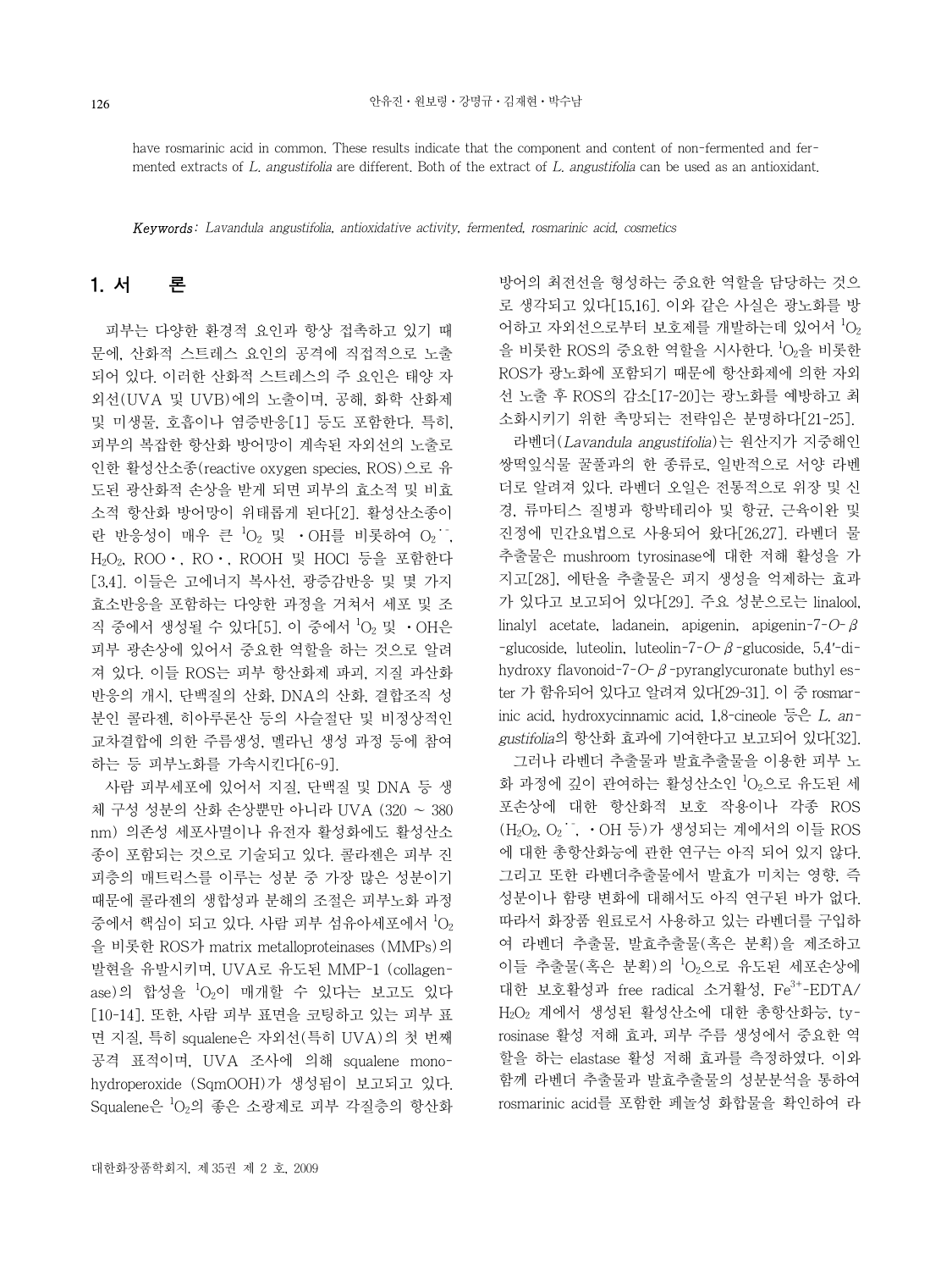have rosmarinic acid in common. These results indicate that the component and content of non-fermented and fermented extracts of *L. angustifolia* are different. Both of the extract of *L. angustifolia* can be used as an antioxidant.

***Keywords***: *Lavandula angustifolia, antioxidative activity, fermented, rosmarinic acid, cosmetics*

## 1. 서 론

피부는 다양한 환경적 요인과 항상 접촉하고 있기 때문에, 산화적 스트레스 요인의 공격에 직접적으로 노출되어 있다. 이러한 산화적 스트레스의 주 요인은 태양 자외선(UVA 및 UVB)에의 노출이며, 공해, 화학 산화제 및 미생물, 호흡이나 염증반응[1] 등도 포함한다. 특히, 피부의 복잡한 항산화 방어망이 계속된 자외선의 노출로 인한 활성산소종(reactive oxygen species, ROS)으로 유도된 광산화적 손상을 받게 되면 피부의 효소적 및 비효소적 항산화 방어망이 위태롭게 된다[2]. 활성산소종이란 반응성이 매우 큰 $^1O_2$ 및 ·OH를 비롯하여 $O_2^{\cdot -}$, $H_2O_2$, ROO·, RO·, ROOH 및 HOCl 등을 포함한다[3,4]. 이들은 고에너지 복사선, 광증감반응 및 몇 가지 효소반응을 포함하는 다양한 과정을 거쳐서 세포 및 조직 중에서 생성될 수 있다[5]. 이 중에서 $^1O_2$ 및 ·OH은 피부 광손상에 있어서 중요한 역할을 하는 것으로 알려져 있다. 이들 ROS는 피부 항산화제 파괴, 지질 과산화 반응의 개시, 단백질의 산화, DNA의 산화, 결합조직 성분인 콜라겐, 히아루론산 등의 사슬절단 및 비정상적인 교차결합에 의한 주름생성, 멜라닌 생성 과정 등에 참여하는 등 피부노화를 가속시킨다[6-9].

사람 피부세포에 있어서 지질, 단백질 및 DNA 등 생체 구성 성분의 산화 손상뿐만 아니라 UVA (320 ~ 380 nm) 의존성 세포사멸이나 유전자 활성화에도 활성산소종이 포함되는 것으로 기술되고 있다. 콜라겐은 피부 진피층의 매트릭스를 이루는 성분 중 가장 많은 성분이기 때문에 콜라겐의 생합성과 분해의 조절은 피부노화 과정 중에서 핵심이 되고 있다. 사람 피부 섬유아세포에서 $^1O_2$을 비롯한 ROS가 matrix metalloproteinases (MMPs)의 발현을 유발시키며, UVA로 유도된 MMP-1 (collagenase)의 합성을 $^1O_2$이 매개할 수 있다는 보고도 있다[10-14]. 또한, 사람 피부 표면을 코팅하고 있는 피부 표면 지질, 특히 squalene은 자외선(특히 UVA)의 첫 번째 공격 표적이며, UVA 조사에 의해 squalene monohydroperoxide (SqmOOH)가 생성됨이 보고되고 있다. Squalene은 $^1O_2$의 좋은 소광제로 피부 각질층의 항산화 방어의 최전선을 형성하는 중요한 역할을 담당하는 것으로 생각되고 있다[15,16]. 이와 같은 사실은 광노화를 방어하고 자외선으로부터 보호제를 개발하는데 있어서 $^1O_2$을 비롯한 ROS의 중요한 역할을 시사한다. $^1O_2$을 비롯한 ROS가 광노화에 포함되기 때문에 항산화제에 의한 자외선 노출 후 ROS의 감소[17-20]는 광노화를 예방하고 최소화시키기 위한 촉망되는 전략임은 분명하다[21-25].

라벤더(*Lavandula angustifolia*)는 원산지가 지중해인 쌍떡잎식물 꿀풀과의 한 종류로, 일반적으로 서양 라벤더로 알려져 있다. 라벤더 오일은 전통적으로 위장 및 신경, 류마티스 질병과 항박테리아 및 항균, 근육이완 및 진정에 민간요법으로 사용되어 왔다[26,27]. 라벤더 물 추출물은 mushroom tyrosinase에 대한 저해 활성을 가지고[28], 에탄올 추출물은 피지 생성을 억제하는 효과가 있다고 보고되어 있다[29]. 주요 성분으로는 linalool, linalyl acetate, ladanein, apigenin, apigenin-7-*O*-β-glucoside, luteolin, luteolin-7-*O*-β-glucoside, 5,4′-dihydroxy flavonoid-7-*O*-β-pyranglycuronate buthyl ester 가 함유되어 있다고 알려져 있다[29-31]. 이 중 rosmarinic acid, hydroxycinnamic acid, 1,8-cineole 등은 *L. angustifolia*의 항산화 효과에 기여한다고 보고되어 있다[32].

그러나 라벤더 추출물과 발효추출물을 이용한 피부 노화 과정에 깊이 관여하는 활성산소인 $^1O_2$으로 유도된 세포손상에 대한 항산화적 보호 작용이나 각종 ROS ($H_2O_2$, $O_2^{\cdot -}$, ·OH 등)가 생성되는 계에서의 이들 ROS에 대한 총항산화능에 관한 연구는 아직 되어 있지 않다. 그리고 또한 라벤더추출물에서 발효가 미치는 영향, 즉 성분이나 함량 변화에 대해서도 아직 연구된 바가 없다. 따라서 화장품 원료로서 사용하고 있는 라벤더를 구입하여 라벤더 추출물, 발효추출물(혹은 분획)을 제조하고 이들 추출물(혹은 분획)의 $^1O_2$으로 유도된 세포손상에 대한 보호활성과 free radical 소거활성, $Fe^{3+}$-EDTA/$H_2O_2$ 계에서 생성된 활성산소에 대한 총항산화능, tyrosinase 활성 저해 효과, 피부 주름 생성에서 중요한 역할을 하는 elastase 활성 저해 효과를 측정하였다. 이와 함께 라벤더 추출물과 발효추출물의 성분분석을 통하여 rosmarinic acid를 포함한 페놀성 화합물을 확인하여 라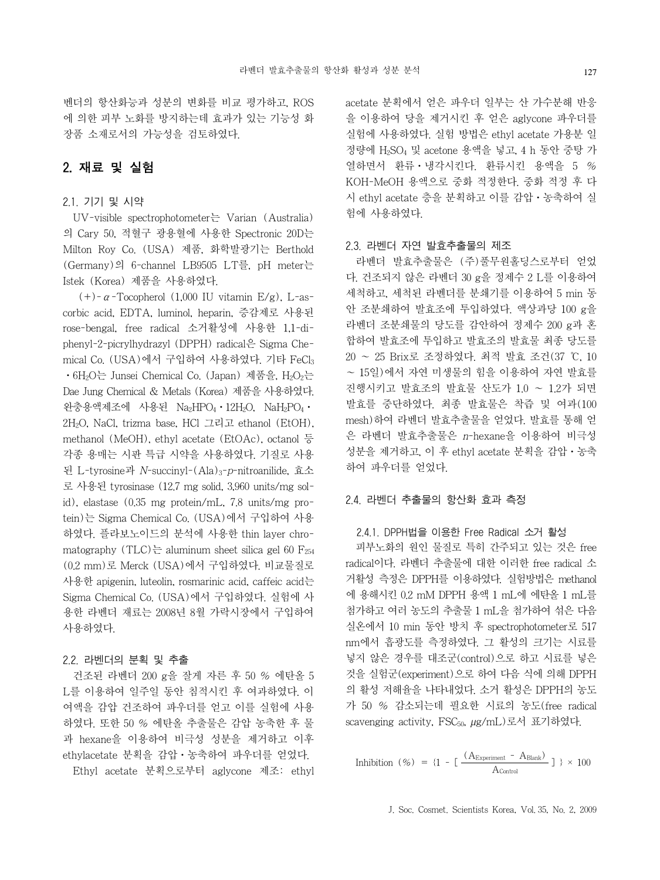벤더의 항산화능과 성분의 변화를 비교 평가하고, ROS에 의한 피부 노화를 방지하는데 효과가 있는 기능성 화장품 소재로서의 가능성을 검토하였다.

## 2. 재료 및 실험

### 2.1. 기기 및 시약

UV-visible spectrophotometer는 Varian (Australia)의 Cary 50, 적혈구 광용혈에 사용한 Spectronic 20D는 Milton Roy Co. (USA) 제품, 화학발광기는 Berthold (Germany)의 6-channel LB9505 LT를, pH meter는 Istek (Korea) 제품을 사용하였다.

(+)-$\alpha$-Tocopherol (1,000 IU vitamin E/g), L-ascorbic acid, EDTA, luminol, heparin, 증감제로 사용된 rose-bengal, free radical 소거활성에 사용한 1,1-diphenyl-2-picrylhydrazyl (DPPH) radical은 Sigma Chemical Co. (USA)에서 구입하여 사용하였다. 기타 $FeCl_3 \cdot 6H_2O$는 Junsei Chemical Co. (Japan) 제품을, $H_2O_2$는 Dae Jung Chemical & Metals (Korea) 제품을 사용하였다. 완충용액제조에 사용된 $Na_2HPO_4 \cdot 12H_2O$, $NaH_2PO_4 \cdot 2H_2O$, NaCl, trizma base, HCl 그리고 ethanol (EtOH), methanol (MeOH), ethyl acetate (EtOAc), octanol 등 각종 용매는 시판 특급 시약을 사용하였다. 기질로 사용된 L-tyrosine과 *N*-succinyl-$(Ala)_3$-*p*-nitroanilide, 효소로 사용된 tyrosinase (12.7 mg solid, 3,960 units/mg solid), elastase (0.35 mg protein/mL, 7.8 units/mg protein)는 Sigma Chemical Co. (USA)에서 구입하여 사용하였다. 플라보노이드의 분석에 사용한 thin layer chromatography (TLC)는 aluminum sheet silica gel 60 $F_{254}$ (0.2 mm)로 Merck (USA)에서 구입하였다. 비교물질로 사용한 apigenin, luteolin, rosmarinic acid, caffeic acid는 Sigma Chemical Co. (USA)에서 구입하였다. 실험에 사용한 라벤더 재료는 2008년 8월 가락시장에서 구입하여 사용하였다.

### 2.2. 라벤더의 분획 및 추출

건조된 라벤더 200 g을 잘게 자른 후 50 % 에탄올 5 L를 이용하여 일주일 동안 침적시킨 후 여과하였다. 이 여액을 감압 건조하여 파우더를 얻고 이를 실험에 사용하였다. 또한 50 % 에탄올 추출물은 감압 농축한 후 물과 hexane을 이용하여 비극성 성분을 제거하고 이후 ethylacetate 분획을 감압・농축하여 파우더를 얻었다.

Ethyl acetate 분획으로부터 aglycone 제조: ethyl acetate 분획에서 얻은 파우더 일부는 산 가수분해 반응을 이용하여 당을 제거시킨 후 얻은 aglycone 파우더를 실험에 사용하였다. 실험 방법은 ethyl acetate 가용분 일정량에 $H_2SO_4$ 및 acetone 용액을 넣고, 4 h 동안 중탕 가열하면서 환류・냉각시킨다. 환류시킨 용액을 5 % KOH-MeOH 용액으로 중화 적정한다. 중화 적정 후 다시 ethyl acetate 층을 분획하고 이를 감압・농축하여 실험에 사용하였다.

### 2.3. 라벤더 자연 발효추출물의 제조

라벤더 발효추출물은 (주)풀무원홀딩스로부터 얻었다. 건조되지 않은 라벤더 30 g을 정제수 2 L를 이용하여 세척하고, 세척된 라벤더를 분쇄기를 이용하여 5 min 동안 조분쇄하여 발효조에 투입하였다. 액상과당 100 g을 라벤더 조분쇄물의 당도를 감안하여 정제수 200 g과 혼합하여 발효조에 투입하고 발효조의 발효물 최종 당도를 20 ~ 25 Brix로 조정하였다. 최적 발효 조건(37 ℃, 10 ~ 15일)에서 자연 미생물의 힘을 이용하여 자연 발효를 진행시키고 발효조의 발효물 산도가 1.0 ~ 1.2가 되면 발효를 중단하였다. 최종 발효물은 착즙 및 여과(100 mesh)하여 라벤더 발효추출물을 얻었다. 발효를 통해 얻은 라벤더 발효추출물은 *n*-hexane을 이용하여 비극성 성분을 제거하고, 이 후 ethyl acetate 분획을 감압・농축하여 파우더를 얻었다.

### 2.4. 라벤더 추출물의 항산화 효과 측정

#### 2.4.1. DPPH법을 이용한 Free Radical 소거 활성

피부노화의 원인 물질로 특히 간주되고 있는 것은 free radical이다. 라벤더 추출물에 대한 이러한 free radical 소거활성 측정은 DPPH를 이용하였다. 실험방법은 methanol에 용해시킨 0.2 mM DPPH 용액 1 mL에 에탄올 1 mL를 첨가하고 여러 농도의 추출물 1 mL을 첨가하여 섞은 다음 실온에서 10 min 동안 방치 후 spectrophotometer로 517 nm에서 흡광도를 측정하였다. 그 활성의 크기는 시료를 넣지 않은 경우를 대조군(control)으로 하고 시료를 넣은 것을 실험군(experiment)으로 하여 다음 식에 의해 DPPH의 활성 저해율을 나타내었다. 소거 활성은 DPPH의 농도가 50 % 감소되는데 필요한 시료의 농도(free radical scavenging activity, $FSC_{50}$, $\mu$g/mL)로서 표기하였다.

$$\text{Inhibition (\%)} = \left\{ 1 - \left[ \frac{(A_{\text{Experiment}} - A_{\text{Blank}})}{A_{\text{Control}}} \right] \right\} \times 100$$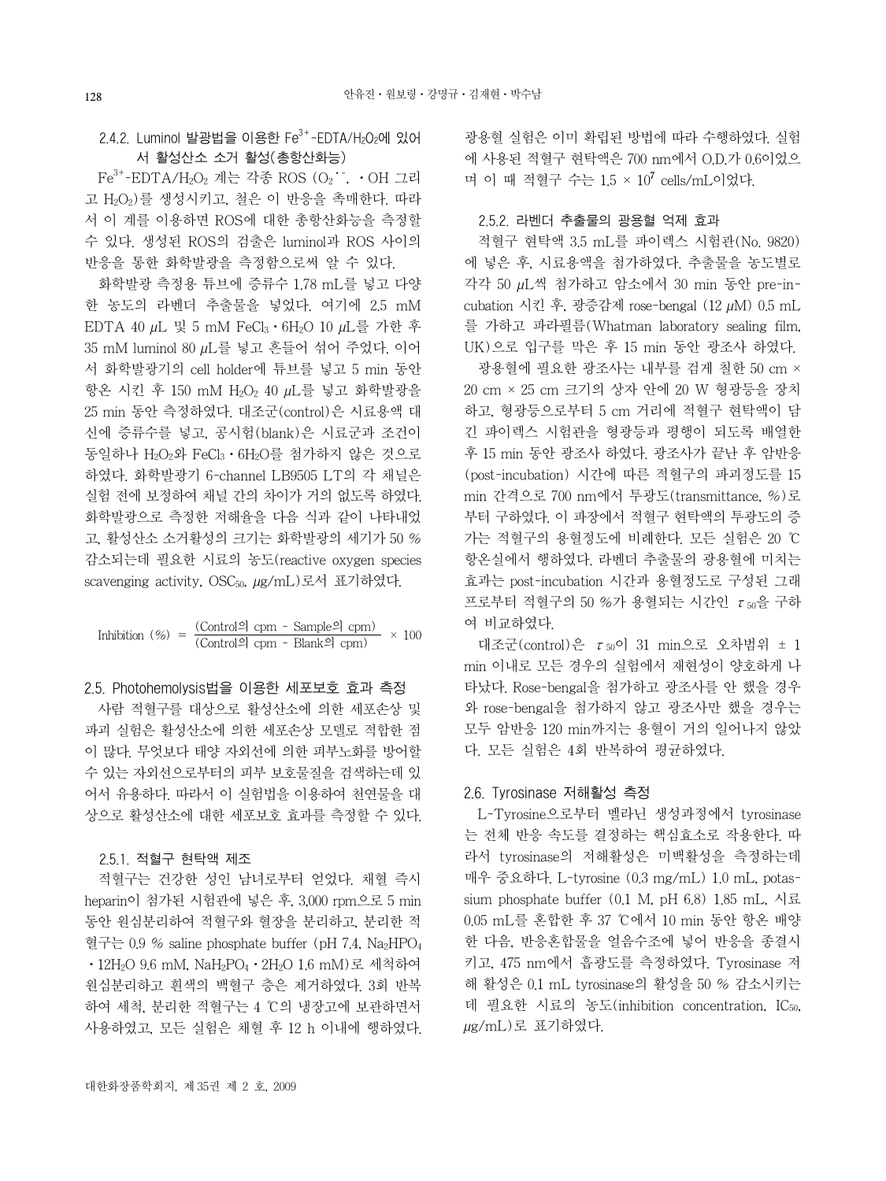### 2.4.2. Luminol 발광법을 이용한 $Fe^{3+}$-EDTA/$H_2O_2$에 있어서 활성산소 소거 활성(총항산화능)

$Fe^{3+}$-EDTA/$H_2O_2$ 계는 각종 ROS ($O_2^{\cdot -}$, $\cdot OH$ 그리고 $H_2O_2$)를 생성시키고, 철은 이 반응을 촉매한다. 따라서 이 계를 이용하면 ROS에 대한 총항산화능을 측정할 수 있다. 생성된 ROS의 검출은 luminol과 ROS 사이의 반응을 통한 화학발광을 측정함으로써 알 수 있다.

화학발광 측정용 튜브에 증류수 1.78 mL를 넣고 다양한 농도의 라벤더 추출물을 넣었다. 여기에 2.5 mM EDTA 40 $\mu$L 및 5 mM $FeCl_3 \cdot 6H_2O$ 10 $\mu$L를 가한 후 35 mM luminol 80 $\mu$L를 넣고 흔들어 섞어 주었다. 이어서 화학발광기의 cell holder에 튜브를 넣고 5 min 동안 항온 시킨 후 150 mM $H_2O_2$ 40 $\mu$L를 넣고 화학발광을 25 min 동안 측정하였다. 대조군(control)은 시료용액 대신에 증류수를 넣고, 공시험(blank)은 시료군과 조건이 동일하나 $H_2O_2$와 $FeCl_3 \cdot 6H_2O$를 첨가하지 않은 것으로 하였다. 화학발광기 6-channel LB9505 LT의 각 채널은 실험 전에 보정하여 채널 간의 차이가 거의 없도록 하였다. 화학발광으로 측정한 저해율을 다음 식과 같이 나타내었고, 활성산소 소거활성의 크기는 화학발광의 세기가 50 % 감소되는데 필요한 시료의 농도(reactive oxygen species scavenging activity, $OSC_{50}$, $\mu$g/mL)로서 표기하였다.

$$\text{Inhibition (\%)} = \frac{(\text{Control의 cpm} - \text{Sample의 cpm})}{(\text{Control의 cpm} - \text{Blank의 cpm})} \times 100$$

## 2.5. Photohemolysis법을 이용한 세포보호 효과 측정

사람 적혈구를 대상으로 활성산소에 의한 세포손상 및 파괴 실험은 활성산소에 의한 세포손상 모델로 적합한 점이 많다. 무엇보다 태양 자외선에 의한 피부노화를 방어할 수 있는 자외선으로부터의 피부 보호물질을 검색하는데 있어서 유용하다. 따라서 이 실험법을 이용하여 천연물을 대상으로 활성산소에 대한 세포보호 효과를 측정할 수 있다.

### 2.5.1. 적혈구 현탁액 제조

적혈구는 건강한 성인 남녀로부터 얻었다. 채혈 즉시 heparin이 첨가된 시험관에 넣은 후, 3,000 rpm으로 5 min 동안 원심분리하여 적혈구와 혈장을 분리하고, 분리한 적혈구는 0.9 % saline phosphate buffer (pH 7.4, $Na_2HPO_4 \cdot 12H_2O$ 9.6 mM, $NaH_2PO_4 \cdot 2H_2O$ 1.6 mM)로 세척하여 원심분리하고 흰색의 백혈구 층은 제거하였다. 3회 반복하여 세척, 분리한 적혈구는 4 ℃의 냉장고에 보관하면서 사용하였고, 모든 실험은 채혈 후 12 h 이내에 행하였다. 광용혈 실험은 이미 확립된 방법에 따라 수행하였다. 실험에 사용된 적혈구 현탁액은 700 nm에서 O.D.가 0.6이었으며 이 때 적혈구 수는 $1.5 \times 10^7$ cells/mL이었다.

### 2.5.2. 라벤더 추출물의 광용혈 억제 효과

적혈구 현탁액 3.5 mL를 파이렉스 시험관(No. 9820)에 넣은 후, 시료용액을 첨가하였다. 추출물을 농도별로 각각 50 $\mu$L씩 첨가하고 암소에서 30 min 동안 pre-incubation 시킨 후, 광증감제 rose-bengal (12 $\mu$M) 0.5 mL를 가하고 파라필름(Whatman laboratory sealing film, UK)으로 입구를 막은 후 15 min 동안 광조사 하였다.

광용혈에 필요한 광조사는 내부를 검게 칠한 50 cm × 20 cm × 25 cm 크기의 상자 안에 20 W 형광등을 장치하고, 형광등으로부터 5 cm 거리에 적혈구 현탁액이 담긴 파이렉스 시험관을 형광등과 평행이 되도록 배열한 후 15 min 동안 광조사 하였다. 광조사가 끝난 후 암반응(post-incubation) 시간에 따른 적혈구의 파괴정도를 15 min 간격으로 700 nm에서 투광도(transmittance, %)로부터 구하였다. 이 파장에서 적혈구 현탁액의 투광도의 증가는 적혈구의 용혈정도에 비례한다. 모든 실험은 20 ℃ 항온실에서 행하였다. 라벤더 추출물의 광용혈에 미치는 효과는 post-incubation 시간과 용혈정도로 구성된 그래프로부터 적혈구의 50 %가 용혈되는 시간인 $\tau_{50}$을 구하여 비교하였다.

대조군(control)은 $\tau_{50}$이 31 min으로 오차범위 ± 1 min 이내로 모든 경우의 실험에서 재현성이 양호하게 나타났다. Rose-bengal을 첨가하고 광조사를 안 했을 경우와 rose-bengal을 첨가하지 않고 광조사만 했을 경우는 모두 암반응 120 min까지는 용혈이 거의 일어나지 않았다. 모든 실험은 4회 반복하여 평균하였다.

## 2.6. Tyrosinase 저해활성 측정

L-Tyrosine으로부터 멜라닌 생성과정에서 tyrosinase는 전체 반응 속도를 결정하는 핵심효소로 작용한다. 따라서 tyrosinase의 저해활성은 미백활성을 측정하는데 매우 중요하다. L-tyrosine (0.3 mg/mL) 1.0 mL, potassium phosphate buffer (0.1 M, pH 6.8) 1.85 mL, 시료 0.05 mL를 혼합한 후 37 ℃에서 10 min 동안 항온 배양한 다음, 반응혼합물을 얼음수조에 넣어 반응을 종결시키고, 475 nm에서 흡광도를 측정하였다. Tyrosinase 저해 활성은 0.1 mL tyrosinase의 활성을 50 % 감소시키는데 필요한 시료의 농도(inhibition concentration, $IC_{50}$, $\mu$g/mL)로 표기하였다.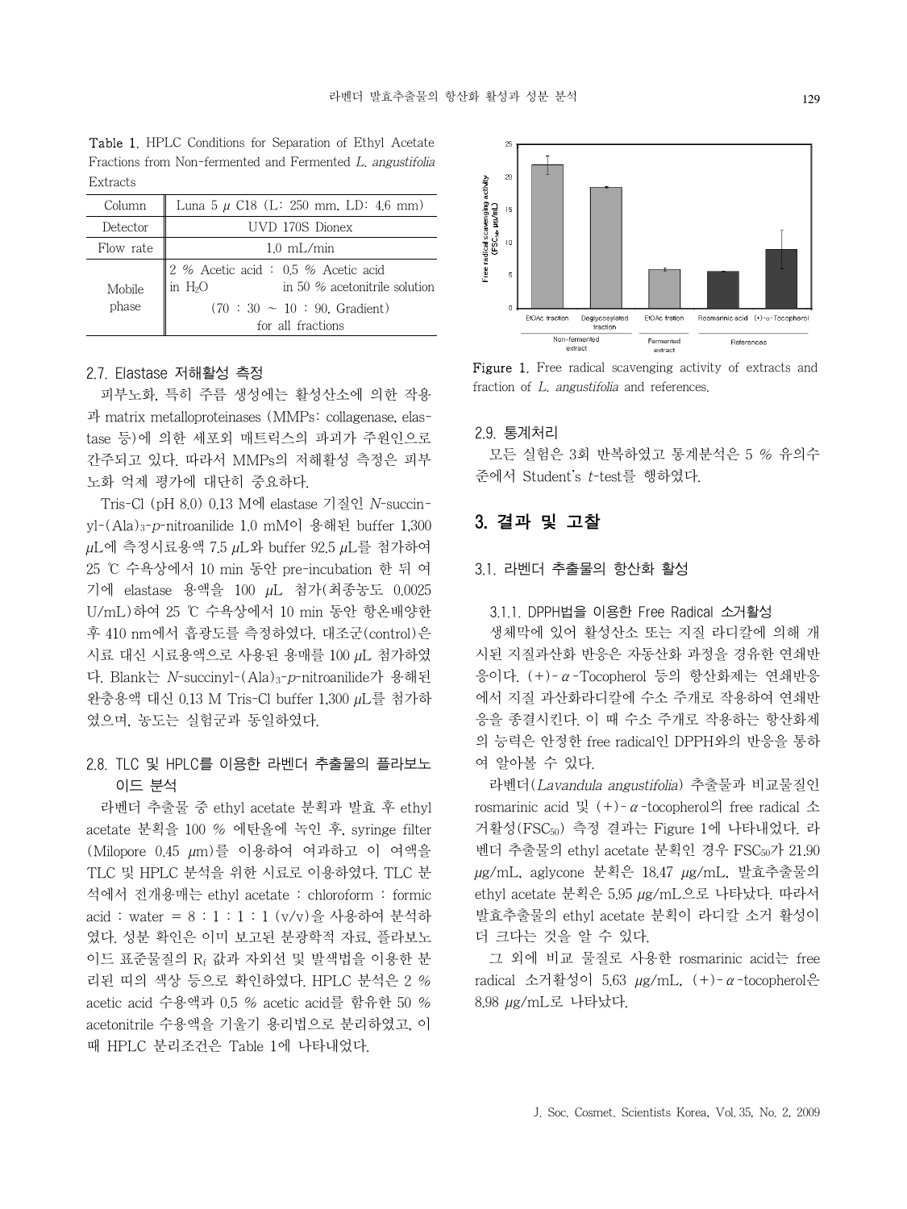Table 1. HPLC Conditions for Separation of Ethyl Acetate Fractions from Non-fermented and Fermented *L. angustifolia* Extracts

| Column | Luna 5 μ C18 (L: 250 mm, I.D: 4.6 mm) |
|---|---|
| Detector | UVD 170S Dionex |
| Flow rate | 1.0 mL/min |
| Mobile phase | 2 % Acetic acid in $H_2O$ : 0.5 % Acetic acid in 50 % acetonitrile solution (70 : 30 ~ 10 : 90, Gradient) for all fractions |

### 2.7. Elastase 저해활성 측정

피부노화, 특히 주름 생성에는 활성산소에 의한 작용과 matrix metalloproteinases (MMPs: collagenase, elastase 등)에 의한 세포외 매트릭스의 파괴가 주원인으로 간주되고 있다. 따라서 MMPs의 저해활성 측정은 피부노화 억제 평가에 대단히 중요하다.

Tris-Cl (pH 8.0) 0.13 M에 elastase 기질인 *N*-succinyl-$(Ala)_3$-*p*-nitroanilide 1.0 mM이 용해된 buffer 1,300 μL에 측정시료용액 7.5 μL와 buffer 92.5 μL를 첨가하여 25 ℃ 수욕상에서 10 min 동안 pre-incubation 한 뒤 여기에 elastase 용액을 100 μL 첨가(최종농도 0.0025 U/mL)하여 25 ℃ 수욕상에서 10 min 동안 항온배양한 후 410 nm에서 흡광도를 측정하였다. 대조군(control)은 시료 대신 시료용액으로 사용된 용매를 100 μL 첨가하였다. Blank는 *N*-succinyl-$(Ala)_3$-*p*-nitroanilide가 용해된 완충용액 대신 0.13 M Tris-Cl buffer 1,300 μL를 첨가하였으며, 농도는 실험군과 동일하였다.

### 2.8. TLC 및 HPLC를 이용한 라벤더 추출물의 플라보노이드 분석

라벤더 추출물 중 ethyl acetate 분획과 발효 후 ethyl acetate 분획을 100 % 에탄올에 녹인 후, syringe filter (Milopore 0.45 μm)를 이용하여 여과하고 이 여액을 TLC 및 HPLC 분석을 위한 시료로 이용하였다. TLC 분석에서 전개용매는 ethyl acetate : chloroform : formic acid : water = 8 : 1 : 1 : 1 (v/v)을 사용하여 분석하였다. 성분 확인은 이미 보고된 분광학적 자료, 플라보노이드 표준물질의 $R_f$ 값과 자외선 및 발색법을 이용한 분리된 띠의 색상 등으로 확인하였다. HPLC 분석은 2 % acetic acid 수용액과 0.5 % acetic acid를 함유한 50 % acetonitrile 수용액을 기울기 용리법으로 분리하였고, 이때 HPLC 분리조건은 Table 1에 나타내었다.

Figure 1. Free radical scavenging activity of extracts and fraction of *L. angustifolia* and references.

### 2.9. 통계처리

모든 실험은 3회 반복하였고 통계분석은 5 % 유의수준에서 Student's *t*-test를 행하였다.

## 3. 결과 및 고찰

### 3.1. 라벤더 추출물의 항산화 활성

#### 3.1.1. DPPH법을 이용한 Free Radical 소거활성

생체막에 있어 활성산소 또는 지질 라디칼에 의해 개시된 지질과산화 반응은 자동산화 과정을 경유한 연쇄반응이다. (+)-α-Tocopherol 등의 항산화제는 연쇄반응에서 지질 과산화라디칼에 수소 주개로 작용하여 연쇄반응을 종결시킨다. 이 때 수소 주개로 작용하는 항산화제의 능력은 안정한 free radical인 DPPH와의 반응을 통하여 알아볼 수 있다.

라벤더(*Lavandula angustifolia*) 추출물과 비교물질인 rosmarinic acid 및 (+)-α-tocopherol의 free radical 소거활성($FSC_{50}$) 측정 결과는 Figure 1에 나타내었다. 라벤더 추출물의 ethyl acetate 분획인 경우 $FSC_{50}$가 21.90 μg/mL, aglycone 분획은 18.47 μg/mL, 발효추출물의 ethyl acetate 분획은 5.95 μg/mL으로 나타났다. 따라서 발효추출물의 ethyl acetate 분획이 라디칼 소거 활성이 더 크다는 것을 알 수 있다.

그 외에 비교 물질로 사용한 rosmarinic acid는 free radical 소거활성이 5.63 μg/mL, (+)-α-tocopherol은 8.98 μg/mL로 나타났다.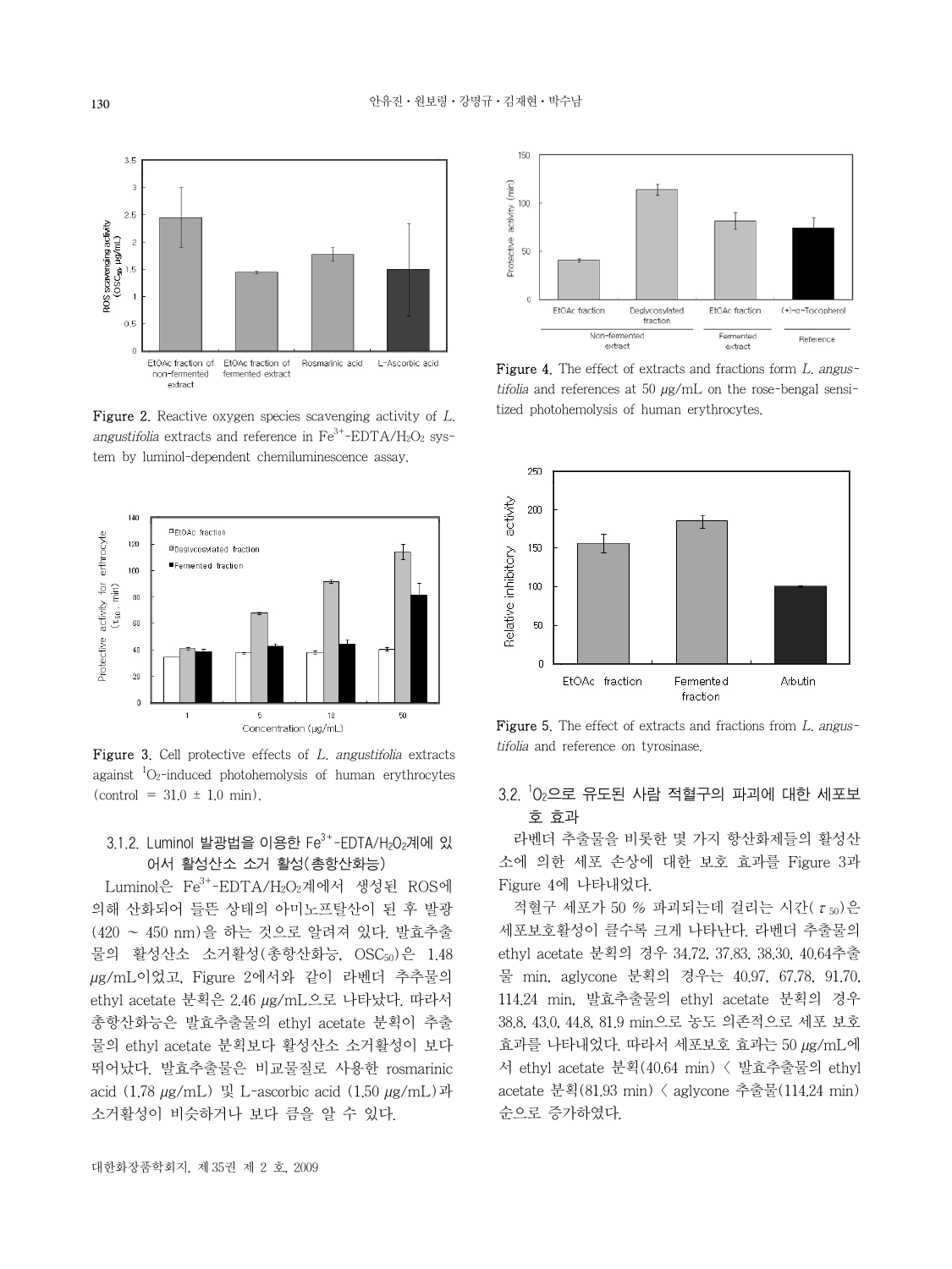Figure 2. Reactive oxygen species scavenging activity of *L. angustifolia* extracts and reference in $Fe^{3+}$-EDTA/$H_2O_2$ system by luminol-dependent chemiluminescence assay.

Figure 3. Cell protective effects of *L. angustifolia* extracts against $^1O_2$-induced photohemolysis of human erythrocytes (control = 31.0 ± 1.0 min).

### 3.1.2. Luminol 발광법을 이용한 $Fe^{3+}$-EDTA/$H_2O_2$계에 있어서 활성산소 소거 활성(총항산화능)

Luminol은 $Fe^{3+}$-EDTA/$H_2O_2$계에서 생성된 ROS에 의해 산화되어 들뜬 상태의 아미노프탈산이 된 후 발광(420 ~ 450 nm)을 하는 것으로 알려져 있다. 발효추출물의 활성산소 소거활성(총항산화능, $OSC_{50}$)은 1.48 μg/mL이었고, Figure 2에서와 같이 라벤더 추추물의 ethyl acetate 분획은 2.46 μg/mL으로 나타났다. 따라서 총항산화능은 발효추출물의 ethyl acetate 분획이 추출물의 ethyl acetate 분획보다 활성산소 소거활성이 보다 뛰어났다. 발효추출물은 비교물질로 사용한 rosmarinic acid (1.78 μg/mL) 및 L-ascorbic acid (1.50 μg/mL)과 소거활성이 비슷하거나 보다 큼을 알 수 있다.

Figure 4. The effect of extracts and fractions form *L. angustifolia* and references at 50 μg/mL on the rose-bengal sensitized photohemolysis of human erythrocytes.

Figure 5. The effect of extracts and fractions from *L. angustifolia* and reference on tyrosinase.

## 3.2. $^1O_2$으로 유도된 사람 적혈구의 파괴에 대한 세포보호 효과

라벤더 추출물을 비롯한 몇 가지 항산화제들의 활성산소에 의한 세포 손상에 대한 보호 효과를 Figure 3과 Figure 4에 나타내었다.

적혈구 세포가 50 % 파괴되는데 걸리는 시간($\tau_{50}$)은 세포보호활성이 클수록 크게 나타난다. 라벤더 추출물의 ethyl acetate 분획의 경우 34.72, 37.83, 38.30, 40.64추출물 min, aglycone 분획의 경우는 40.97, 67.78, 91.70, 114.24 min, 발효추출물의 ethyl acetate 분획의 경우 38.8, 43.0, 44.8, 81.9 min으로 농도 의존적으로 세포 보호 효과를 나타내었다. 따라서 세포보호 효과는 50 μg/mL에서 ethyl acetate 분획(40.64 min) < 발효추출물의 ethyl acetate 분획(81.93 min) < aglycone 추출물(114.24 min) 순으로 증가하였다.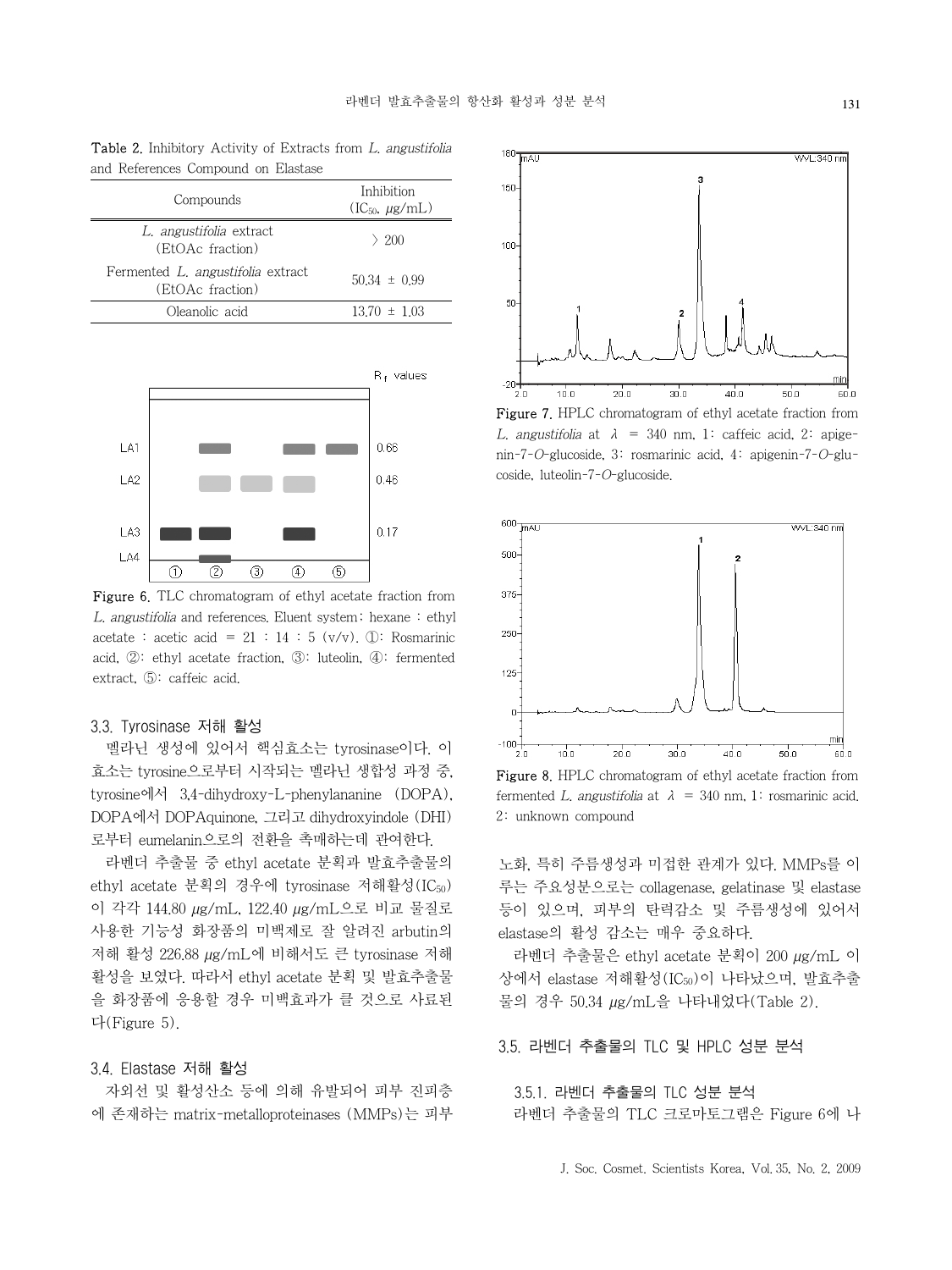**Table 2.** Inhibitory Activity of Extracts from *L. angustifolia* and References Compound on Elastase

| Compounds | Inhibition ($IC_{50}$, μg/mL) |
|---|---|
| *L. angustifolia* extract (EtOAc fraction) | 〉200 |
| Fermented *L. angustifolia* extract (EtOAc fraction) | 50.34 ± 0.99 |
| Oleanolic acid | 13.70 ± 1.03 |

**Figure 6.** TLC chromatogram of ethyl acetate fraction from *L. angustifolia* and references. Eluent system; hexane : ethyl acetate : acetic acid = 21 : 14 : 5 (v/v). ①: Rosmarinic acid, ②: ethyl acetate fraction, ③: luteolin, ④: fermented extract, ⑤: caffeic acid.

### 3.3. Tyrosinase 저해 활성

멜라닌 생성에 있어서 핵심효소는 tyrosinase이다. 이 효소는 tyrosine으로부터 시작되는 멜라닌 생합성 과정 중, tyrosine에서 3,4-dihydroxy-L-phenylananine (DOPA), DOPA에서 DOPAquinone, 그리고 dihydroxyindole (DHI)로부터 eumelanin으로의 전환을 촉매하는데 관여한다.

라벤더 추출물 중 ethyl acetate 분획과 발효추출물의 ethyl acetate 분획의 경우에 tyrosinase 저해활성($IC_{50}$)이 각각 144.80 μg/mL, 122.40 μg/mL으로 비교 물질로 사용한 기능성 화장품의 미백제로 잘 알려진 arbutin의 저해 활성 226.88 μg/mL에 비해서도 큰 tyrosinase 저해 활성을 보였다. 따라서 ethyl acetate 분획 및 발효추출물을 화장품에 응용할 경우 미백효과가 클 것으로 사료된다(Figure 5).

### 3.4. Elastase 저해 활성

자외선 및 활성산소 등에 의해 유발되어 피부 진피층에 존재하는 matrix-metalloproteinases (MMPs)는 피부

**Figure 7.** HPLC chromatogram of ethyl acetate fraction from *L. angustifolia* at λ = 340 nm, 1: caffeic acid, 2: apigenin-7-*O*-glucoside, 3: rosmarinic acid, 4: apigenin-7-*O*-glucoside, luteolin-7-*O*-glucoside.

**Figure 8.** HPLC chromatogram of ethyl acetate fraction from fermented *L. angustifolia* at λ = 340 nm, 1: rosmarinic acid, 2: unknown compound

노화, 특히 주름생성과 미접한 관계가 있다. MMPs를 이루는 주요성분으로는 collagenase, gelatinase 및 elastase 등이 있으며, 피부의 탄력감소 및 주름생성에 있어서 elastase의 활성 감소는 매우 중요하다.

라벤더 추출물은 ethyl acetate 분획이 200 μg/mL 이상에서 elastase 저해활성($IC_{50}$)이 나타났으며, 발효추출물의 경우 50.34 μg/mL을 나타내었다(Table 2).

### 3.5. 라벤더 추출물의 TLC 및 HPLC 성분 분석

#### 3.5.1. 라벤더 추출물의 TLC 성분 분석

라벤더 추출물의 TLC 크로마토그램은 Figure 6에 나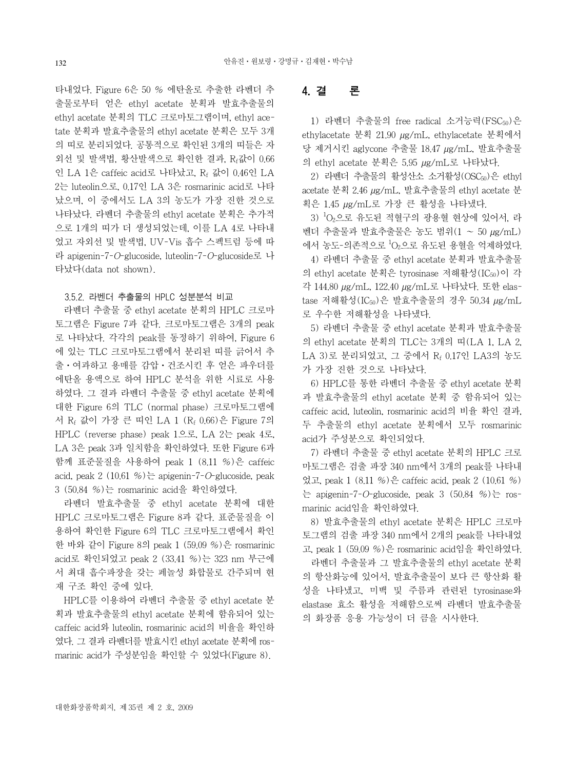타내었다. Figure 6은 50 % 에탄올로 추출한 라벤더 추출물로부터 얻은 ethyl acetate 분획과 발효추출물의 ethyl acetate 분획의 TLC 크로마토그램이며, ethyl acetate 분획과 발효추출물의 ethyl acetate 분획은 모두 3개의 띠로 분리되었다. 공통적으로 확인된 3개의 띠들은 자외선 및 발색법, 황산발색으로 확인한 결과, $R_f$값이 0.66인 LA 1은 caffeic acid로 나타났고, $R_f$ 값이 0.46인 LA 2는 luteolin으로, 0.17인 LA 3은 rosmarinic acid로 나타났으며, 이 중에서도 LA 3의 농도가 가장 진한 것으로 나타났다. 라벤더 추출물의 ethyl acetate 분획은 추가적으로 1개의 띠가 더 생성되었는데, 이를 LA 4로 나타내었고 자외선 및 발색법, UV-Vis 흡수 스펙트럼 등에 따라 apigenin-7-*O*-glucoside, luteolin-7-*O*-glucoside로 나타났다(data not shown).

### 3.5.2. 라벤더 추출물의 HPLC 성분분석 비교

라벤더 추출물 중 ethyl acetate 분획의 HPLC 크로마토그램은 Figure 7과 같다. 크로마토그램은 3개의 peak로 나타났다. 각각의 peak를 동정하기 위하여, Figure 6에 있는 TLC 크로마토그램에서 분리된 띠를 긁어서 추출・여과하고 용매를 감압・건조시킨 후 얻은 파우더를 에탄올 용액으로 하여 HPLC 분석을 위한 시료로 사용하였다. 그 결과 라벤더 추출물 중 ethyl acetate 분획에 대한 Figure 6의 TLC (normal phase) 크로마토그램에서 $R_f$ 값이 가장 큰 띠인 LA 1 ($R_f$ 0.66)은 Figure 7의 HPLC (reverse phase) peak 1으로, LA 2는 peak 4로, LA 3은 peak 3과 일치함을 확인하였다. 또한 Figure 6과 함께 표준물질을 사용하여 peak 1 (8.11 %)은 caffeic acid, peak 2 (10.61 %)는 apigenin-7-*O*-glucoside, peak 3 (50.84 %)는 rosmarinic acid을 확인하였다.

라벤더 발효추출물 중 ethyl acetate 분획에 대한 HPLC 크로마토그램은 Figure 8과 같다. 표준물질을 이용하여 확인한 Figure 6의 TLC 크로마토그램에서 확인한 바와 같이 Figure 8의 peak 1 (59.09 %)은 rosmarinic acid로 확인되었고 peak 2 (33.41 %)는 323 nm 부근에서 최대 흡수파장을 갖는 페놀성 화합물로 간주되며 현재 구조 확인 중에 있다.

HPLC를 이용하여 라벤더 추출물 중 ethyl acetate 분획과 발효추출물의 ethyl acetate 분획에 함유되어 있는 caffeic acid와 luteolin, rosmarinic acid의 비율을 확인하였다. 그 결과 라벤더를 발효시킨 ethyl acetate 분획에 rosmarinic acid가 주성분임을 확인할 수 있었다(Figure 8).

## 4. 결 론

1) 라벤더 추출물의 free radical 소거능력($FSC_{50}$)은 ethylacetate 분획 21.90 μg/mL, ethylacetate 분획에서 당 제거시킨 aglycone 추출물 18.47 μg/mL, 발효추출물의 ethyl acetate 분획은 5.95 μg/mL로 나타났다.

2) 라벤더 추출물의 활성산소 소거활성($OSC_{50}$)은 ethyl acetate 분획 2.46 μg/mL, 발효추출물의 ethyl acetate 분획은 1.45 μg/mL로 가장 큰 활성을 나타냈다.

3) $^1O_2$으로 유도된 적혈구의 광용혈 현상에 있어서, 라벤더 추출물과 발효추출물은 농도 범위(1 ~ 50 μg/mL)에서 농도-의존적으로 $^1O_2$으로 유도된 용혈을 억제하였다.

4) 라벤더 추출물 중 ethyl acetate 분획과 발효추출물의 ethyl acetate 분획은 tyrosinase 저해활성($IC_{50}$)이 각각 144.80 μg/mL, 122.40 μg/mL로 나타났다. 또한 elastase 저해활성($IC_{50}$)은 발효추출물의 경우 50.34 μg/mL로 우수한 저해활성을 나타냈다.

5) 라벤더 추출물 중 ethyl acetate 분획과 발효추출물의 ethyl acetate 분획의 TLC는 3개의 띠(LA 1, LA 2, LA 3)로 분리되었고, 그 중에서 $R_f$ 0.17인 LA3의 농도가 가장 진한 것으로 나타났다.

6) HPLC를 통한 라벤더 추출물 중 ethyl acetate 분획과 발효추출물의 ethyl acetate 분획 중 함유되어 있는 caffeic acid, luteolin, rosmarinic acid의 비율 확인 결과, 두 추출물의 ethyl acetate 분획에서 모두 rosmarinic acid가 주성분으로 확인되었다.

7) 라벤더 추출물 중 ethyl acetate 분획의 HPLC 크로마토그램은 검출 파장 340 nm에서 3개의 peak를 나타내었고, peak 1 (8.11 %)은 caffeic acid, peak 2 (10.61 %)는 apigenin-7-*O*-glucoside, peak 3 (50.84 %)는 rosmarinic acid임을 확인하였다.

8) 발효추출물의 ethyl acetate 분획은 HPLC 크로마토그램의 검출 파장 340 nm에서 2개의 peak를 나타내었고, peak 1 (59.09 %)은 rosmarinic acid임을 확인하였다.

라벤더 추출물과 그 발효추출물의 ethyl acetate 분획의 항산화능에 있어서, 발효추출물이 보다 큰 항산화 활성을 나타냈고, 미백 및 주름과 관련된 tyrosinase와 elastase 효소 활성을 저해함으로써 라벤더 발효추출물의 화장품 응용 가능성이 더 큼을 시사한다.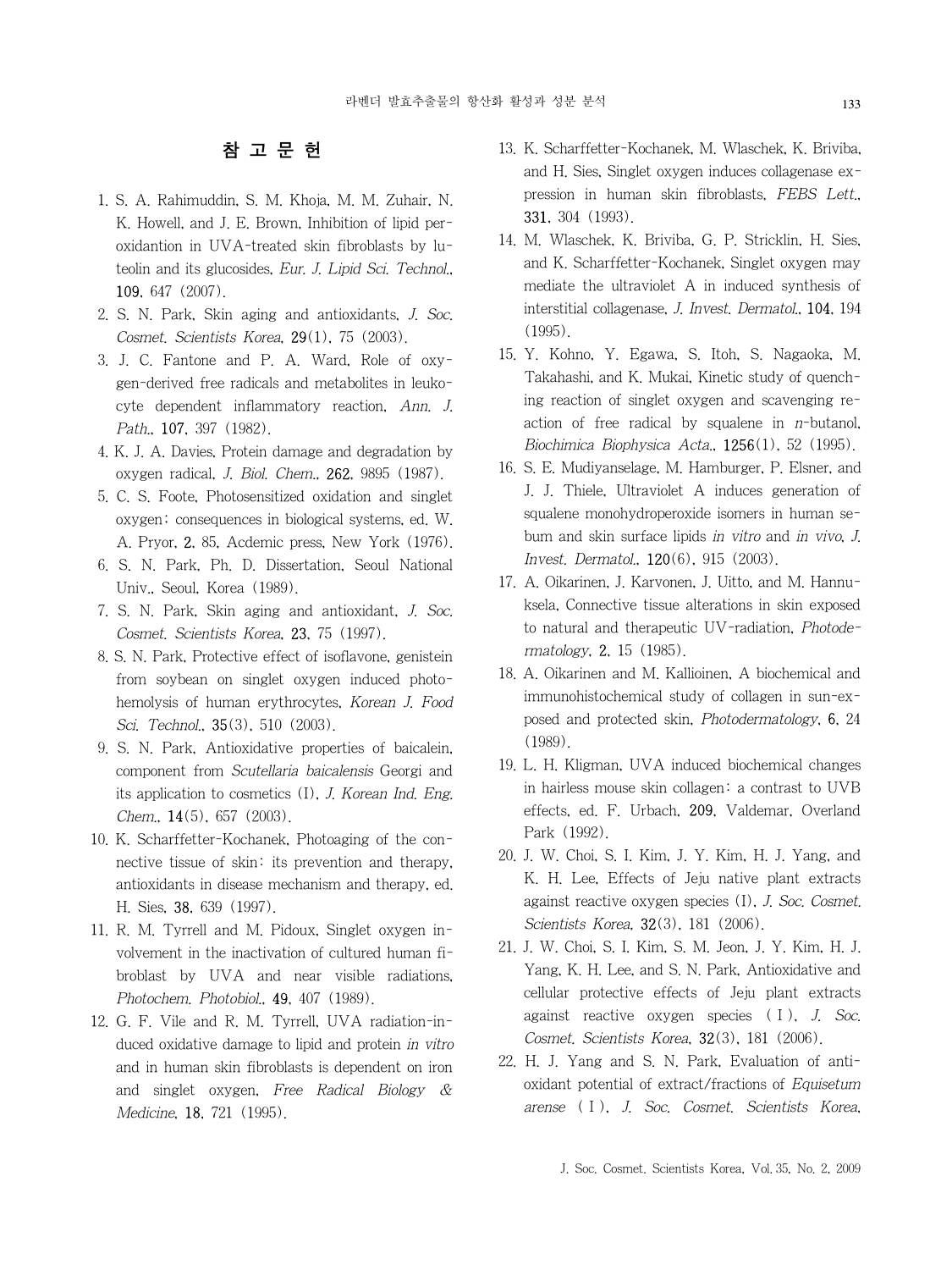## 참 고 문 헌

1. S. A. Rahimuddin, S. M. Khoja, M. M. Zuhair, N. K. Howell, and J. E. Brown, Inhibition of lipid peroxidantion in UVA-treated skin fibroblasts by luteolin and its glucosides, *Eur. J. Lipid Sci. Technol.*, **109**, 647 (2007).
2. S. N. Park, Skin aging and antioxidants, *J. Soc. Cosmet. Scientists Korea*, **29**(1), 75 (2003).
3. J. C. Fantone and P. A. Ward, Role of oxygen-derived free radicals and metabolites in leukocyte dependent inflammatory reaction, *Ann. J. Path.*, **107**, 397 (1982).
4. K. J. A. Davies, Protein damage and degradation by oxygen radical, *J. Biol. Chem.*, **262**, 9895 (1987).
5. C. S. Foote, Photosensitized oxidation and singlet oxygen: consequences in biological systems, ed. W. A. Pryor, **2**, 85, Acdemic press, New York (1976).
6. S. N. Park, Ph. D. Dissertation, Seoul National Univ., Seoul, Korea (1989).
7. S. N. Park, Skin aging and antioxidant, *J. Soc. Cosmet. Scientists Korea*, **23**, 75 (1997).
8. S. N. Park, Protective effect of isoflavone, genistein from soybean on singlet oxygen induced photohemolysis of human erythrocytes, *Korean J. Food Sci. Technol.*, **35**(3), 510 (2003).
9. S. N. Park, Antioxidative properties of baicalein, component from *Scutellaria baicalensis* Georgi and its application to cosmetics (I), *J. Korean Ind. Eng. Chem.*, **14**(5), 657 (2003).
10. K. Scharffetter-Kochanek, Photoaging of the connective tissue of skin: its prevention and therapy, antioxidants in disease mechanism and therapy, ed. H. Sies, **38**, 639 (1997).
11. R. M. Tyrrell and M. Pidoux, Singlet oxygen involvement in the inactivation of cultured human fibroblast by UVA and near visible radiations, *Photochem. Photobiol.*, **49**, 407 (1989).
12. G. F. Vile and R. M. Tyrrell, UVA radiation-induced oxidative damage to lipid and protein *in vitro* and in human skin fibroblasts is dependent on iron and singlet oxygen, *Free Radical Biology & Medicine*, **18**, 721 (1995).
13. K. Scharffetter-Kochanek, M. Wlaschek, K. Briviba, and H. Sies, Singlet oxygen induces collagenase expression in human skin fibroblasts, *FEBS Lett.*, **331**, 304 (1993).
14. M. Wlaschek, K. Briviba, G. P. Stricklin, H. Sies, and K. Scharffetter-Kochanek, Singlet oxygen may mediate the ultraviolet A in induced synthesis of interstitial collagenase, *J. Invest. Dermatol.*, **104**, 194 (1995).
15. Y. Kohno, Y. Egawa, S. Itoh, S. Nagaoka, M. Takahashi, and K. Mukai, Kinetic study of quenching reaction of singlet oxygen and scavenging reaction of free radical by squalene in *n*-butanol, *Biochimica Biophysica Acta.*, **1256**(1), 52 (1995).
16. S. E. Mudiyanselage, M. Hamburger, P. Elsner, and J. J. Thiele, Ultraviolet A induces generation of squalene monohydroperoxide isomers in human sebum and skin surface lipids *in vitro* and *in vivo*, *J. Invest. Dermatol.*, **120**(6), 915 (2003).
17. A. Oikarinen, J. Karvonen, J. Uitto, and M. Hannuksela, Connective tissue alterations in skin exposed to natural and therapeutic UV-radiation, *Photodermatology*, **2**, 15 (1985).
18. A. Oikarinen and M. Kallioinen, A biochemical and immunohistochemical study of collagen in sun-exposed and protected skin, *Photodermatology*, **6**, 24 (1989).
19. L. H. Kligman, UVA induced biochemical changes in hairless mouse skin collagen: a contrast to UVB effects, ed. F. Urbach, **209**, Valdemar, Overland Park (1992).
20. J. W. Choi, S. I. Kim, J. Y. Kim, H. J. Yang, and K. H. Lee, Effects of Jeju native plant extracts against reactive oxygen species (I), *J. Soc. Cosmet. Scientists Korea*, **32**(3), 181 (2006).
21. J. W. Choi, S. I. Kim, S. M. Jeon, J. Y. Kim, H. J. Yang, K. H. Lee, and S. N. Park, Antioxidative and cellular protective effects of Jeju plant extracts against reactive oxygen species (Ⅰ), *J. Soc. Cosmet. Scientists Korea*, **32**(3), 181 (2006).
22. H. J. Yang and S. N. Park, Evaluation of antioxidant potential of extract/fractions of *Equisetum arense* (Ⅰ), *J. Soc. Cosmet. Scientists Korea*,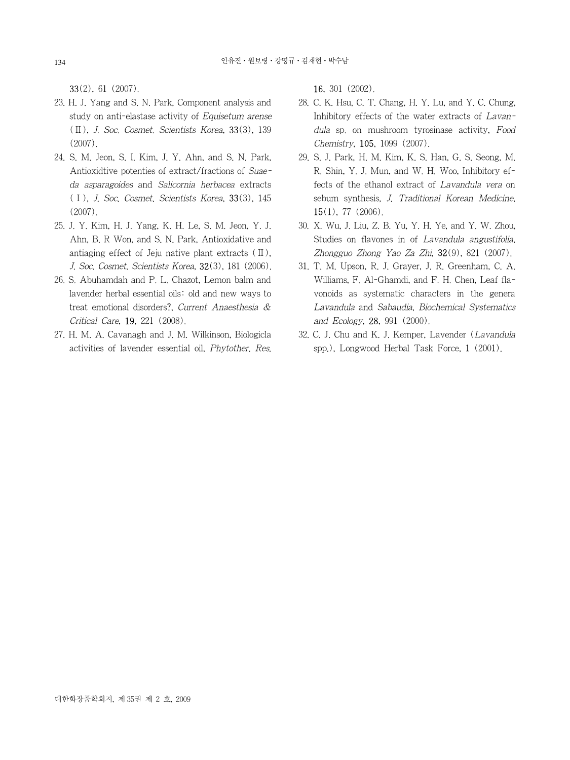**33**(2), 61 (2007).

23. H. J. Yang and S. N. Park, Component analysis and study on anti-elastase activity of *Equisetum arense* (Ⅱ), *J. Soc. Cosmet. Scientists Korea*, **33**(3), 139 (2007).
24. S. M. Jeon, S. I. Kim, J. Y. Ahn, and S. N. Park, Antioxidtive potenties of extract/fractions of *Suaeda asparagoides* and *Salicornia herbacea* extracts (Ⅰ), *J. Soc. Cosmet. Scientists Korea*, **33**(3), 145 (2007).
25. J. Y. Kim, H. J. Yang, K. H. Le, S. M. Jeon, Y. J. Ahn, B. R Won, and S. N. Park, Antioxidative and antiaging effect of Jeju native plant extracts (Ⅱ), *J. Soc. Cosmet. Scientists Korea*, **32**(3), 181 (2006).
26. S. Abuhamdah and P. L. Chazot, Lemon balm and lavender herbal essential oils: old and new ways to treat emotional disorders?, *Current Anaesthesia & Critical Care*, **19**, 221 (2008).
27. H. M. A. Cavanagh and J. M. Wilkinson, Biologicla activities of lavender essential oil, *Phytother. Res.* **16**, 301 (2002).
28. C. K. Hsu, C. T. Chang, H. Y. Lu, and Y. C. Chung, Inhibitory effects of the water extracts of *Lavandula* sp. on mushroom tyrosinase activity, *Food Chemistry*, **105**, 1099 (2007).
29. S. J. Park, H. M. Kim, K. S. Han, G. S. Seong, M. R. Shin, Y. J. Mun, and W. H. Woo, Inhibitory effects of the ethanol extract of *Lavandula vera* on sebum synthesis, *J. Traditional Korean Medicine*, **15**(1), 77 (2006).
30. X. Wu, J. Liu, Z. B. Yu, Y. H. Ye, and Y. W. Zhou, Studies on flavones in of *Lavandula angustifolia*, *Zhongguo Zhong Yao Za Zhi*, **32**(9), 821 (2007).
31. T. M. Upson, R. J. Grayer, J. R. Greenham, C. A. Williams, F. Al-Ghamdi, and F. H. Chen, Leaf flavonoids as systematic characters in the genera *Lavandula* and *Sabaudia*, *Biochemical Systematics and Ecology*, **28**, 991 (2000).
32. C. J. Chu and K. J. Kemper, Lavender (*Lavandula* spp.), Longwood Herbal Task Force, 1 (2001).